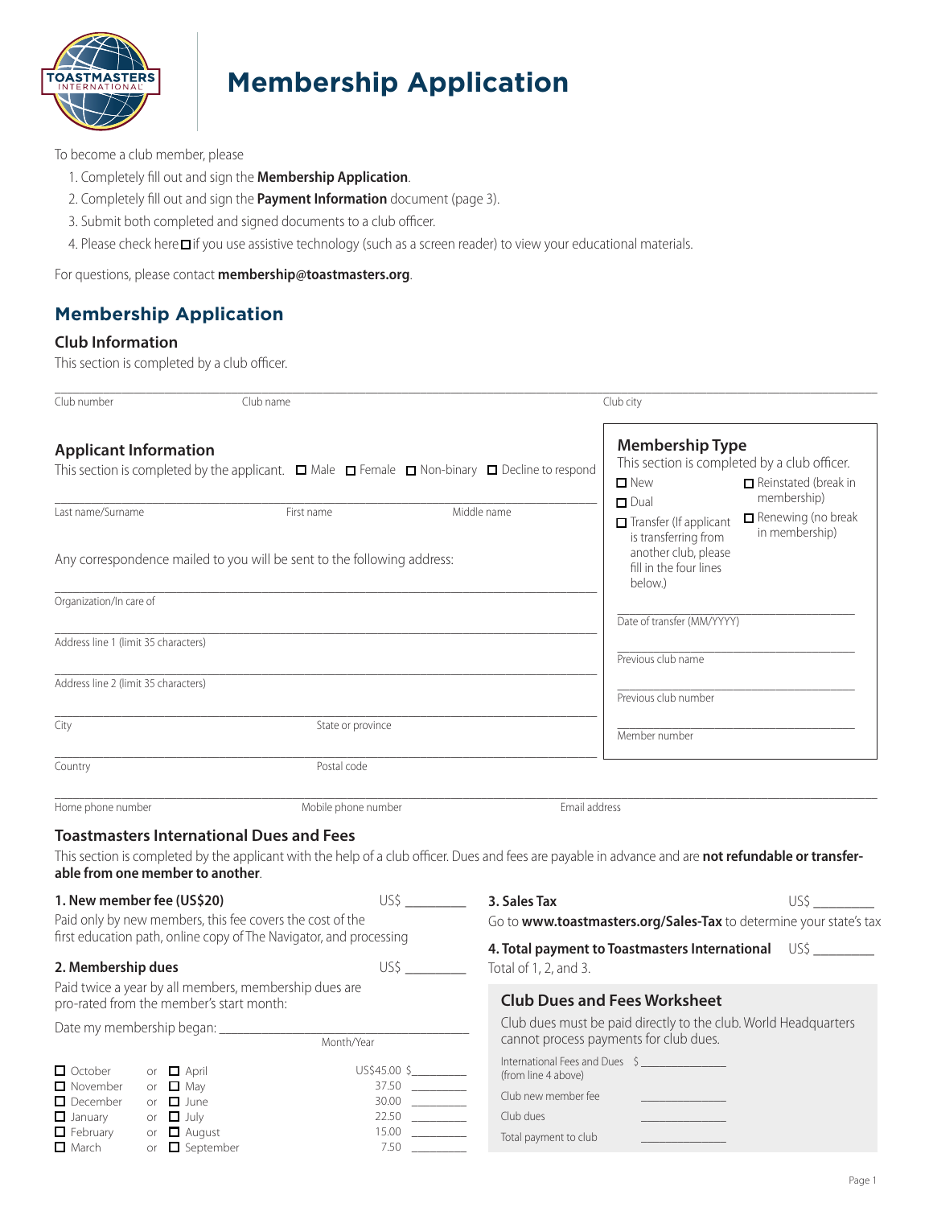# Membership Application

To become a club member, please

1. Completely fill out and sign the **Membership Application**.
2. Completely fill out and sign the **Payment Information** document (page 3).
3. Submit both completed and signed documents to a club officer.
4. Please check here ☐ if you use assistive technology (such as a screen reader) to view your educational materials.

For questions, please contact **membership@toastmasters.org**.

## Membership Application

### Club Information

This section is completed by a club officer.

Club number ______ Club name ______ Club city ______

### Applicant Information

This section is completed by the applicant. ☐ Male ☐ Female ☐ Non-binary ☐ Decline to respond

Last name/Surname ______ First name ______ Middle name ______

Any correspondence mailed to you will be sent to the following address:

Organization/In care of ______

Address line 1 (limit 35 characters) ______

Address line 2 (limit 35 characters) ______

City ______ State or province ______

Country ______ Postal code ______

Home phone number ______ Mobile phone number ______ Email address ______

### Membership Type

This section is completed by a club officer.

- ☐ New
- ☐ Dual
- ☐ Transfer (If applicant is transferring from another club, please fill in the four lines below.)
- ☐ Reinstated (break in membership)
- ☐ Renewing (no break in membership)

Date of transfer (MM/YYYY) ______

Previous club name ______

Previous club number ______

Member number ______

### Toastmasters International Dues and Fees

This section is completed by the applicant with the help of a club officer. Dues and fees are payable in advance and are **not refundable or transferable from one member to another**.

**1. New member fee (US$20)** US$ ______

Paid only by new members, this fee covers the cost of the first education path, online copy of The Navigator, and processing

**2. Membership dues** US$ ______

Paid twice a year by all members, membership dues are pro-rated from the member's start month:

Date my membership began: ______ (Month/Year)

| | | | | |
|---|---|---|---|---|
| ☐ October | or | ☐ April | US$45.00 | $______ |
| ☐ November | or | ☐ May | 37.50 | ______ |
| ☐ December | or | ☐ June | 30.00 | ______ |
| ☐ January | or | ☐ July | 22.50 | ______ |
| ☐ February | or | ☐ August | 15.00 | ______ |
| ☐ March | or | ☐ September | 7.50 | ______ |

**3. Sales Tax** US$ ______

Go to **www.toastmasters.org/Sales-Tax** to determine your state's tax

**4. Total payment to Toastmasters International** US$ ______

Total of 1, 2, and 3.

### Club Dues and Fees Worksheet

Club dues must be paid directly to the club. World Headquarters cannot process payments for club dues.

| | |
|---|---|
| International Fees and Dues (from line 4 above) | $ ______ |
| Club new member fee | ______ |
| Club dues | ______ |
| Total payment to club | ______ |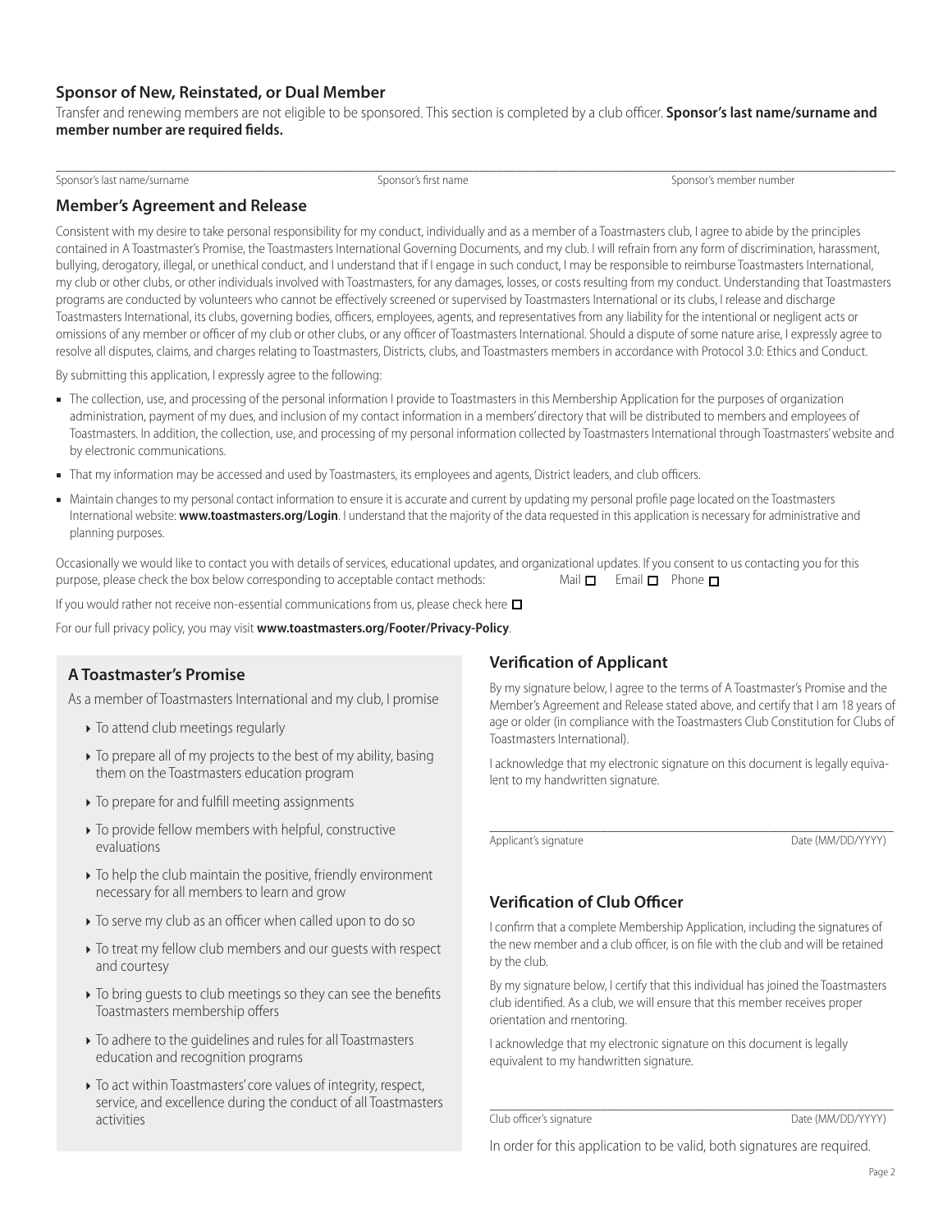## Sponsor of New, Reinstated, or Dual Member

Transfer and renewing members are not eligible to be sponsored. This section is completed by a club officer. **Sponsor's last name/surname and member number are required fields.**

Sponsor's last name/surname ________ Sponsor's first name ________ Sponsor's member number ________

## Member's Agreement and Release

Consistent with my desire to take personal responsibility for my conduct, individually and as a member of a Toastmasters club, I agree to abide by the principles contained in A Toastmaster's Promise, the Toastmasters International Governing Documents, and my club. I will refrain from any form of discrimination, harassment, bullying, derogatory, illegal, or unethical conduct, and I understand that if I engage in such conduct, I may be responsible to reimburse Toastmasters International, my club or other clubs, or other individuals involved with Toastmasters, for any damages, losses, or costs resulting from my conduct. Understanding that Toastmasters programs are conducted by volunteers who cannot be effectively screened or supervised by Toastmasters International or its clubs, I release and discharge Toastmasters International, its clubs, governing bodies, officers, employees, agents, and representatives from any liability for the intentional or negligent acts or omissions of any member or officer of my club or other clubs, or any officer of Toastmasters International. Should a dispute of some nature arise, I expressly agree to resolve all disputes, claims, and charges relating to Toastmasters, Districts, clubs, and Toastmasters members in accordance with Protocol 3.0: Ethics and Conduct.

By submitting this application, I expressly agree to the following:

- The collection, use, and processing of the personal information I provide to Toastmasters in this Membership Application for the purposes of organization administration, payment of my dues, and inclusion of my contact information in a members' directory that will be distributed to members and employees of Toastmasters. In addition, the collection, use, and processing of my personal information collected by Toastmasters International through Toastmasters' website and by electronic communications.
- That my information may be accessed and used by Toastmasters, its employees and agents, District leaders, and club officers.
- Maintain changes to my personal contact information to ensure it is accurate and current by updating my personal profile page located on the Toastmasters International website: **www.toastmasters.org/Login**. I understand that the majority of the data requested in this application is necessary for administrative and planning purposes.

Occasionally we would like to contact you with details of services, educational updates, and organizational updates. If you consent to us contacting you for this purpose, please check the box below corresponding to acceptable contact methods: Mail ☐ Email ☐ Phone ☐

If you would rather not receive non-essential communications from us, please check here ☐

For our full privacy policy, you may visit **www.toastmasters.org/Footer/Privacy-Policy**.

### A Toastmaster's Promise

As a member of Toastmasters International and my club, I promise

- To attend club meetings regularly
- To prepare all of my projects to the best of my ability, basing them on the Toastmasters education program
- To prepare for and fulfill meeting assignments
- To provide fellow members with helpful, constructive evaluations
- To help the club maintain the positive, friendly environment necessary for all members to learn and grow
- To serve my club as an officer when called upon to do so
- To treat my fellow club members and our guests with respect and courtesy
- To bring guests to club meetings so they can see the benefits Toastmasters membership offers
- To adhere to the guidelines and rules for all Toastmasters education and recognition programs
- To act within Toastmasters' core values of integrity, respect, service, and excellence during the conduct of all Toastmasters activities

### Verification of Applicant

By my signature below, I agree to the terms of A Toastmaster's Promise and the Member's Agreement and Release stated above, and certify that I am 18 years of age or older (in compliance with the Toastmasters Club Constitution for Clubs of Toastmasters International).

I acknowledge that my electronic signature on this document is legally equivalent to my handwritten signature.

Applicant's signature ________ Date (MM/DD/YYYY) ________

### Verification of Club Officer

I confirm that a complete Membership Application, including the signatures of the new member and a club officer, is on file with the club and will be retained by the club.

By my signature below, I certify that this individual has joined the Toastmasters club identified. As a club, we will ensure that this member receives proper orientation and mentoring.

I acknowledge that my electronic signature on this document is legally equivalent to my handwritten signature.

Club officer's signature ________ Date (MM/DD/YYYY) ________

In order for this application to be valid, both signatures are required.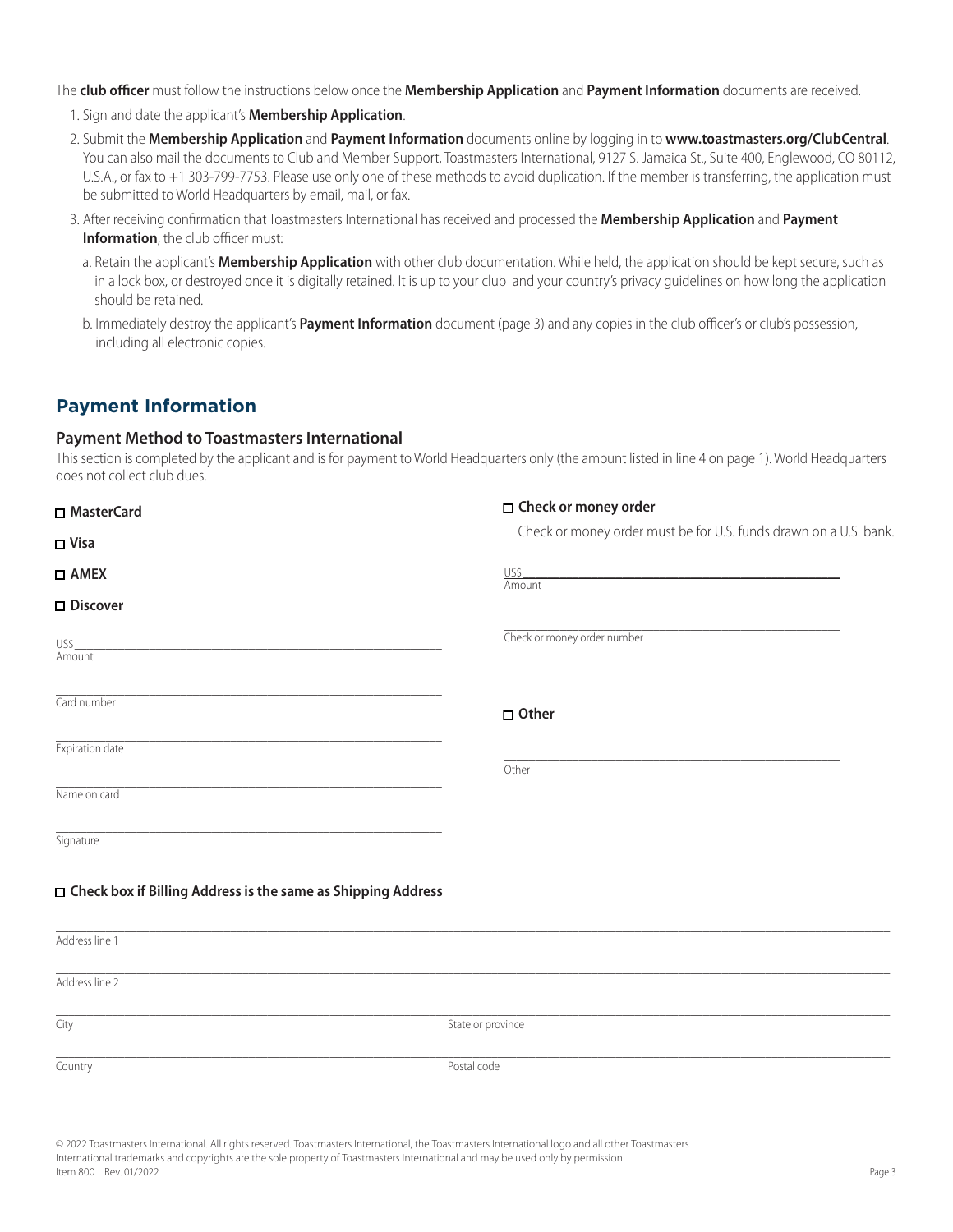The **club officer** must follow the instructions below once the **Membership Application** and **Payment Information** documents are received.

1. Sign and date the applicant's **Membership Application**.
2. Submit the **Membership Application** and **Payment Information** documents online by logging in to **www.toastmasters.org/ClubCentral**. You can also mail the documents to Club and Member Support, Toastmasters International, 9127 S. Jamaica St., Suite 400, Englewood, CO 80112, U.S.A., or fax to +1 303-799-7753. Please use only one of these methods to avoid duplication. If the member is transferring, the application must be submitted to World Headquarters by email, mail, or fax.
3. After receiving confirmation that Toastmasters International has received and processed the **Membership Application** and **Payment Information**, the club officer must:
   a. Retain the applicant's **Membership Application** with other club documentation. While held, the application should be kept secure, such as in a lock box, or destroyed once it is digitally retained. It is up to your club and your country's privacy guidelines on how long the application should be retained.
   b. Immediately destroy the applicant's **Payment Information** document (page 3) and any copies in the club officer's or club's possession, including all electronic copies.

## Payment Information

### Payment Method to Toastmasters International

This section is completed by the applicant and is for payment to World Headquarters only (the amount listed in line 4 on page 1). World Headquarters does not collect club dues.

☐ **MasterCard**

☐ **Visa**

☐ **AMEX**

☐ **Discover**

US$ ______________________
Amount

______________________
Card number

______________________
Expiration date

______________________
Name on card

______________________
Signature

☐ **Check or money order**

Check or money order must be for U.S. funds drawn on a U.S. bank.

US$ ______________________
Amount

______________________
Check or money order number

☐ **Other**

______________________
Other

☐ **Check box if Billing Address is the same as Shipping Address**

______________________
Address line 1

______________________
Address line 2

______________________
City

______________________
State or province

______________________
Country

______________________
Postal code

© 2022 Toastmasters International. All rights reserved. Toastmasters International, the Toastmasters International logo and all other Toastmasters International trademarks and copyrights are the sole property of Toastmasters International and may be used only by permission.
Item 800 Rev. 01/2022